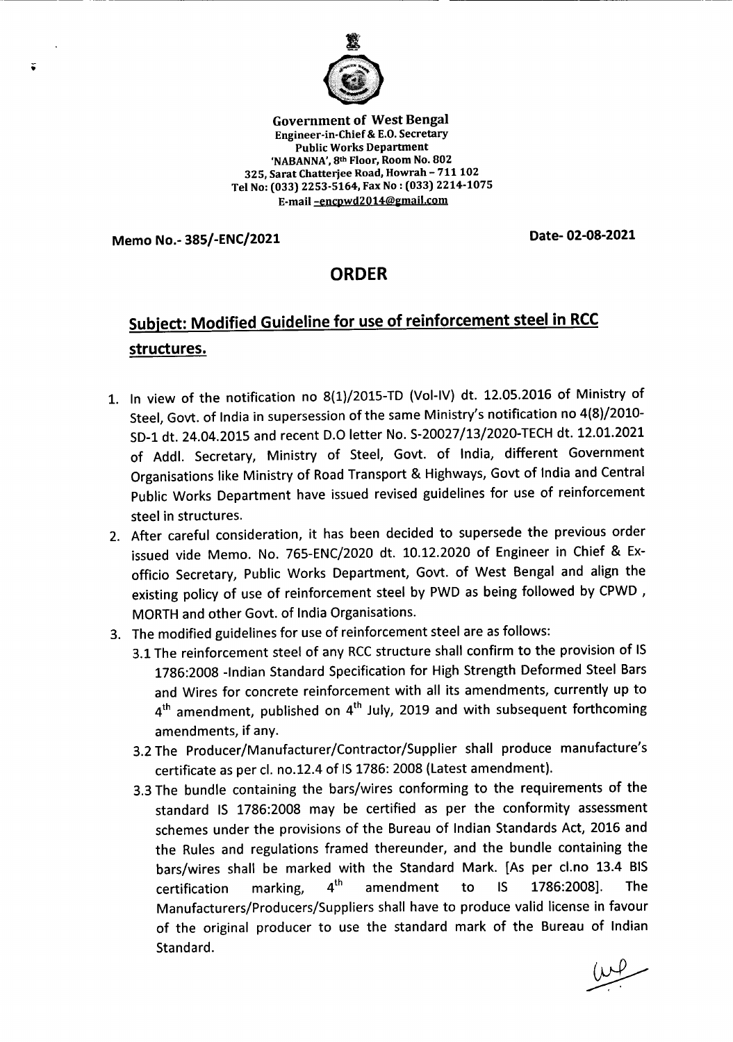Government of West Bengal
Engineer-in-Chief & E.O. Secretary
Public Works Department
'NABANNA', 8th Floor, Room No. 802
325, Sarat Chatterjee Road, Howrah – 711 102
Tel No: (033) 2253-5164, Fax No : (033) 2214-1075
E-mail -encpwd2014@gmail.com

**Memo No.- 385/-ENC/2021** **Date- 02-08-2021**

# ORDER

## Subject: Modified Guideline for use of reinforcement steel in RCC structures.

1. In view of the notification no 8(1)/2015-TD (Vol-IV) dt. 12.05.2016 of Ministry of Steel, Govt. of India in supersession of the same Ministry's notification no 4(8)/2010-SD-1 dt. 24.04.2015 and recent D.O letter No. S-20027/13/2020-TECH dt. 12.01.2021 of Addl. Secretary, Ministry of Steel, Govt. of India, different Government Organisations like Ministry of Road Transport & Highways, Govt of India and Central Public Works Department have issued revised guidelines for use of reinforcement steel in structures.
2. After careful consideration, it has been decided to supersede the previous order issued vide Memo. No. 765-ENC/2020 dt. 10.12.2020 of Engineer in Chief & Ex-officio Secretary, Public Works Department, Govt. of West Bengal and align the existing policy of use of reinforcement steel by PWD as being followed by CPWD, MORTH and other Govt. of India Organisations.
3. The modified guidelines for use of reinforcement steel are as follows:
   - 3.1 The reinforcement steel of any RCC structure shall confirm to the provision of IS 1786:2008 -Indian Standard Specification for High Strength Deformed Steel Bars and Wires for concrete reinforcement with all its amendments, currently up to 4th amendment, published on 4th July, 2019 and with subsequent forthcoming amendments, if any.
   - 3.2 The Producer/Manufacturer/Contractor/Supplier shall produce manufacture's certificate as per cl. no.12.4 of IS 1786: 2008 (Latest amendment).
   - 3.3 The bundle containing the bars/wires conforming to the requirements of the standard IS 1786:2008 may be certified as per the conformity assessment schemes under the provisions of the Bureau of Indian Standards Act, 2016 and the Rules and regulations framed thereunder, and the bundle containing the bars/wires shall be marked with the Standard Mark. [As per cl.no 13.4 BIS certification marking, 4th amendment to IS 1786:2008]. The Manufacturers/Producers/Suppliers shall have to produce valid license in favour of the original producer to use the standard mark of the Bureau of Indian Standard.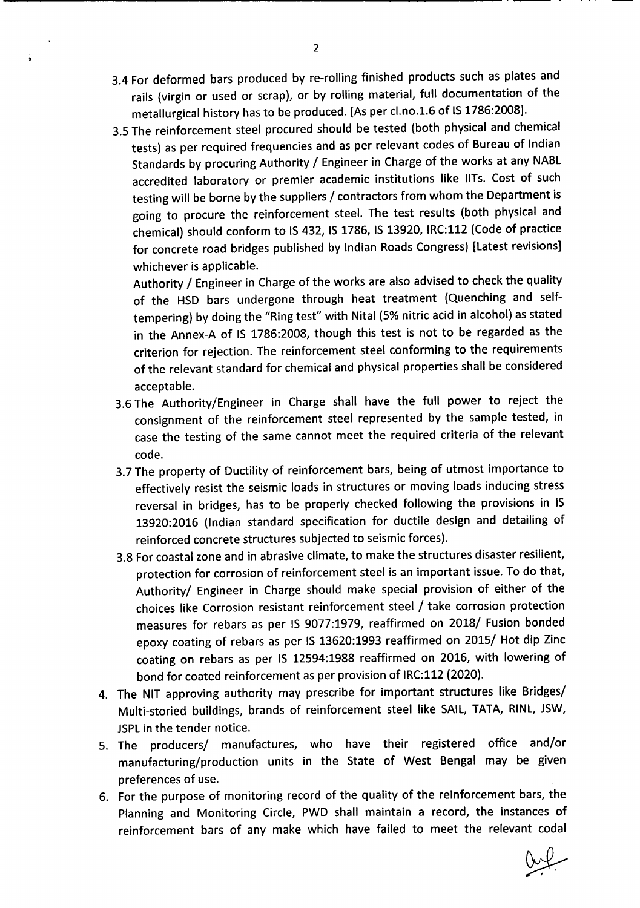3.4 For deformed bars produced by re-rolling finished products such as plates and rails (virgin or used or scrap), or by rolling material, full documentation of the metallurgical history has to be produced. [As per cl.no.1.6 of IS 1786:2008].

3.5 The reinforcement steel procured should be tested (both physical and chemical tests) as per required frequencies and as per relevant codes of Bureau of Indian Standards by procuring Authority / Engineer in Charge of the works at any NABL accredited laboratory or premier academic institutions like IITs. Cost of such testing will be borne by the suppliers / contractors from whom the Department is going to procure the reinforcement steel. The test results (both physical and chemical) should conform to IS 432, IS 1786, IS 13920, IRC:112 (Code of practice for concrete road bridges published by Indian Roads Congress) [Latest revisions] whichever is applicable.

Authority / Engineer in Charge of the works are also advised to check the quality of the HSD bars undergone through heat treatment (Quenching and self-tempering) by doing the "Ring test" with Nital (5% nitric acid in alcohol) as stated in the Annex-A of IS 1786:2008, though this test is not to be regarded as the criterion for rejection. The reinforcement steel conforming to the requirements of the relevant standard for chemical and physical properties shall be considered acceptable.

3.6 The Authority/Engineer in Charge shall have the full power to reject the consignment of the reinforcement steel represented by the sample tested, in case the testing of the same cannot meet the required criteria of the relevant code.

3.7 The property of Ductility of reinforcement bars, being of utmost importance to effectively resist the seismic loads in structures or moving loads inducing stress reversal in bridges, has to be properly checked following the provisions in IS 13920:2016 (Indian standard specification for ductile design and detailing of reinforced concrete structures subjected to seismic forces).

3.8 For coastal zone and in abrasive climate, to make the structures disaster resilient, protection for corrosion of reinforcement steel is an important issue. To do that, Authority/ Engineer in Charge should make special provision of either of the choices like Corrosion resistant reinforcement steel / take corrosion protection measures for rebars as per IS 9077:1979, reaffirmed on 2018/ Fusion bonded epoxy coating of rebars as per IS 13620:1993 reaffirmed on 2015/ Hot dip Zinc coating on rebars as per IS 12594:1988 reaffirmed on 2016, with lowering of bond for coated reinforcement as per provision of IRC:112 (2020).

4. The NIT approving authority may prescribe for important structures like Bridges/ Multi-storied buildings, brands of reinforcement steel like SAIL, TATA, RINL, JSW, JSPL in the tender notice.

5. The producers/ manufactures, who have their registered office and/or manufacturing/production units in the State of West Bengal may be given preferences of use.

6. For the purpose of monitoring record of the quality of the reinforcement bars, the Planning and Monitoring Circle, PWD shall maintain a record, the instances of reinforcement bars of any make which have failed to meet the relevant codal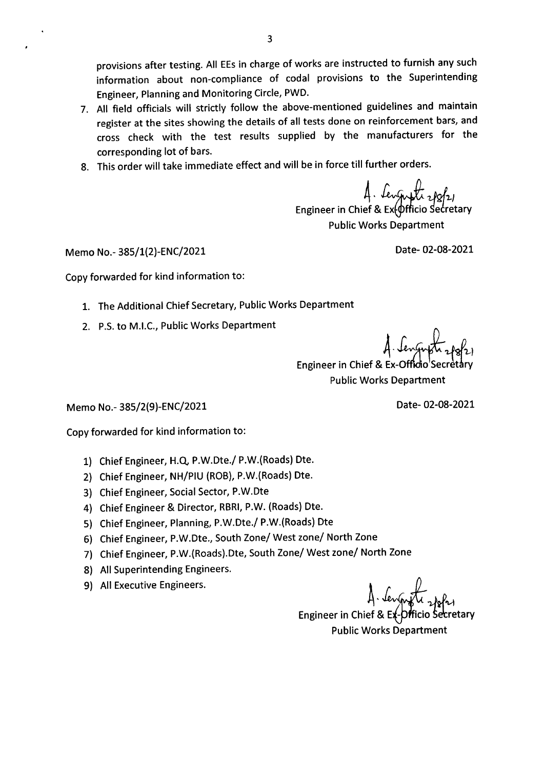provisions after testing. All EEs in charge of works are instructed to furnish any such information about non-compliance of codal provisions to the Superintending Engineer, Planning and Monitoring Circle, PWD.

7. All field officials will strictly follow the above-mentioned guidelines and maintain register at the sites showing the details of all tests done on reinforcement bars, and cross check with the test results supplied by the manufacturers for the corresponding lot of bars.
8. This order will take immediate effect and will be in force till further orders.

A. Sengupta 2/8/21
Engineer in Chief & Ex-Officio Secretary
Public Works Department

Memo No.- 385/1(2)-ENC/2021 Date- 02-08-2021

Copy forwarded for kind information to:

1. The Additional Chief Secretary, Public Works Department
2. P.S. to M.I.C., Public Works Department

A. Sengupta 2/8/21
Engineer in Chief & Ex-Officio Secretary
Public Works Department

Memo No.- 385/2(9)-ENC/2021 Date- 02-08-2021

Copy forwarded for kind information to:

1) Chief Engineer, H.Q. P.W.Dte./ P.W.(Roads) Dte.
2) Chief Engineer, NH/PIU (ROB), P.W.(Roads) Dte.
3) Chief Engineer, Social Sector, P.W.Dte
4) Chief Engineer & Director, RBRI, P.W. (Roads) Dte.
5) Chief Engineer, Planning, P.W.Dte./ P.W.(Roads) Dte
6) Chief Engineer, P.W.Dte., South Zone/ West zone/ North Zone
7) Chief Engineer, P.W.(Roads).Dte, South Zone/ West zone/ North Zone
8) All Superintending Engineers.
9) All Executive Engineers.

A. Sengupta 2/8/21
Engineer in Chief & Ex-Officio Secretary
Public Works Department